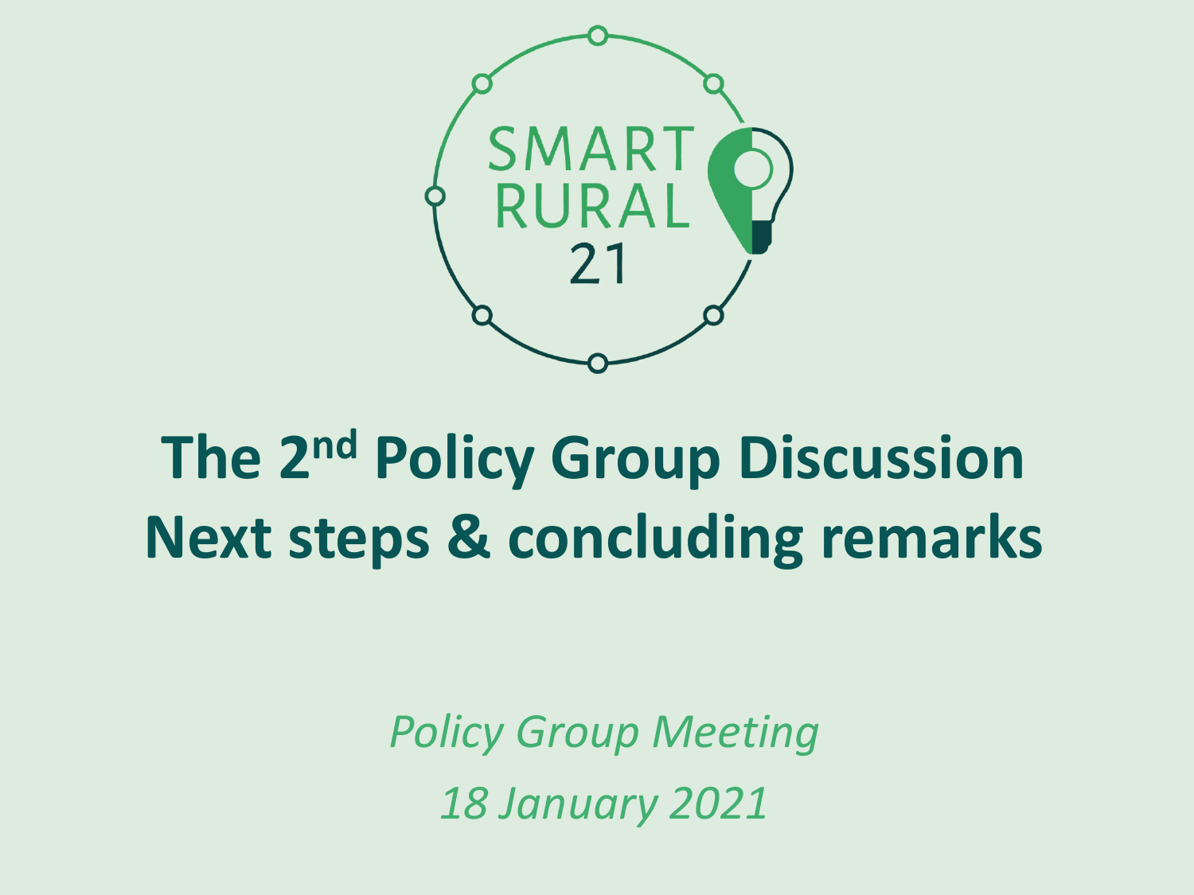SMART RURAL 21

# The 2nd Policy Group Discussion Next steps & concluding remarks

*Policy Group Meeting*

*18 January 2021*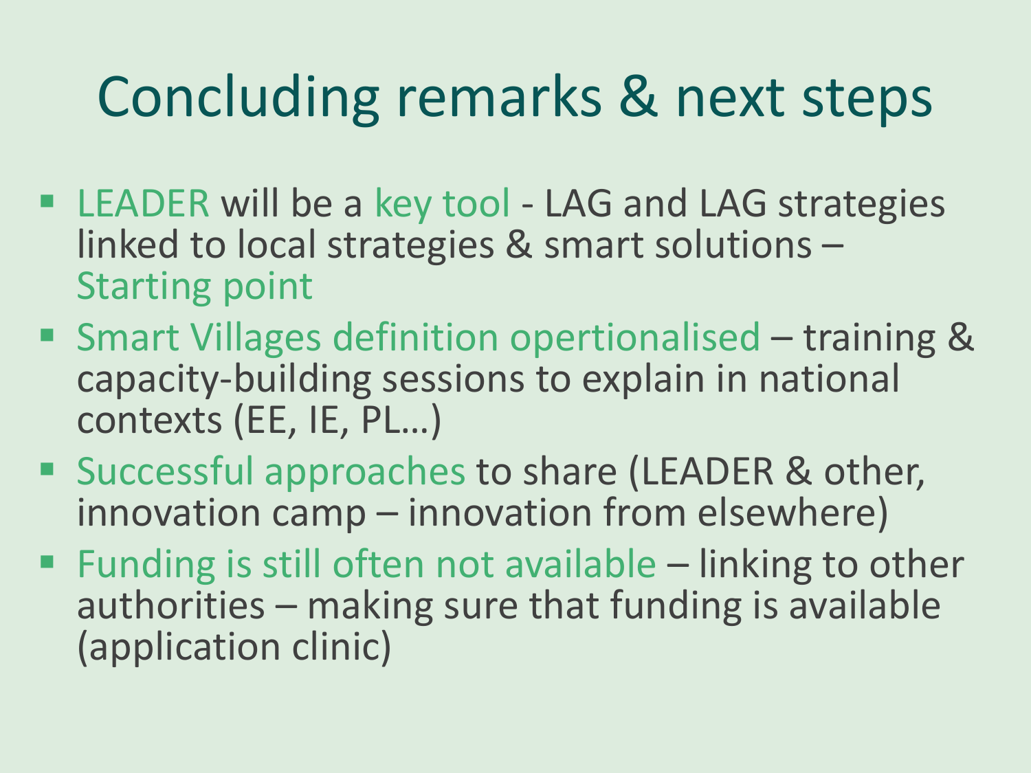# Concluding remarks & next steps

- LEADER will be a key tool - LAG and LAG strategies linked to local strategies & smart solutions – Starting point
- Smart Villages definition opertionalised – training & capacity-building sessions to explain in national contexts (EE, IE, PL…)
- Successful approaches to share (LEADER & other, innovation camp – innovation from elsewhere)
- Funding is still often not available – linking to other authorities – making sure that funding is available (application clinic)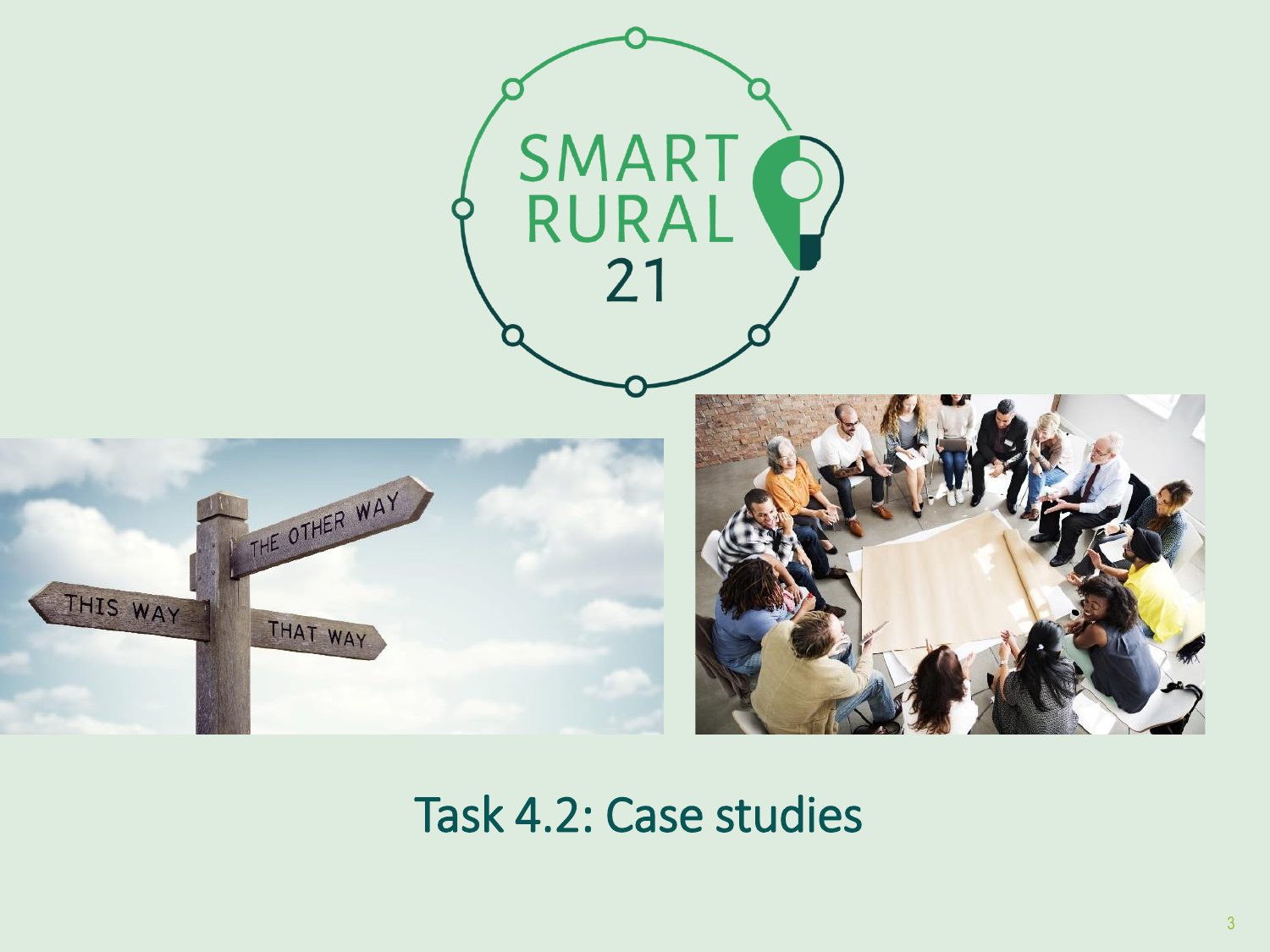# Task 4.2: Case studies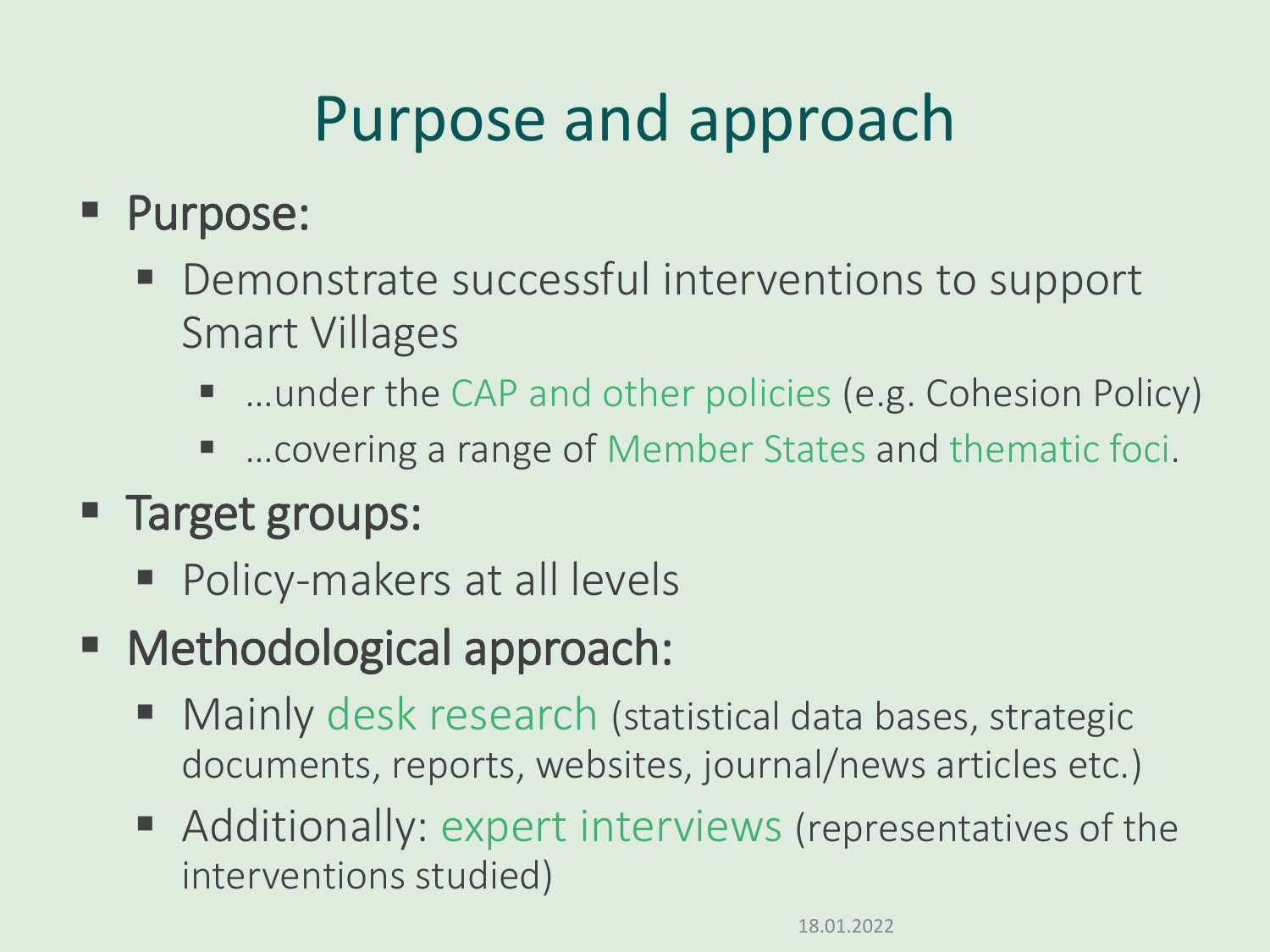# Purpose and approach

- Purpose:
  - Demonstrate successful interventions to support Smart Villages
    - …under the CAP and other policies (e.g. Cohesion Policy)
    - …covering a range of Member States and thematic foci.
- Target groups:
  - Policy-makers at all levels
- Methodological approach:
  - Mainly desk research (statistical data bases, strategic documents, reports, websites, journal/news articles etc.)
  - Additionally: expert interviews (representatives of the interventions studied)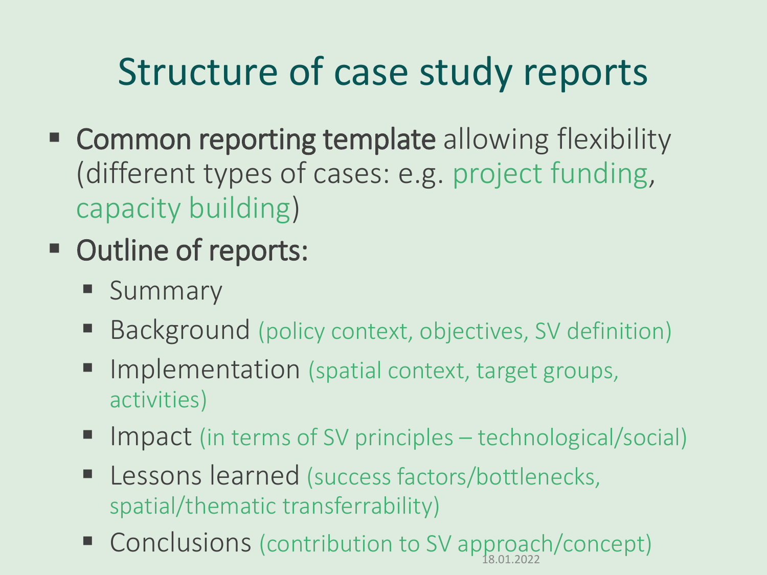# Structure of case study reports

- **Common reporting template** allowing flexibility (different types of cases: e.g. project funding, capacity building)
- **Outline of reports:**
  - Summary
  - Background (policy context, objectives, SV definition)
  - Implementation (spatial context, target groups, activities)
  - Impact (in terms of SV principles – technological/social)
  - Lessons learned (success factors/bottlenecks, spatial/thematic transferrability)
  - Conclusions (contribution to SV approach/concept)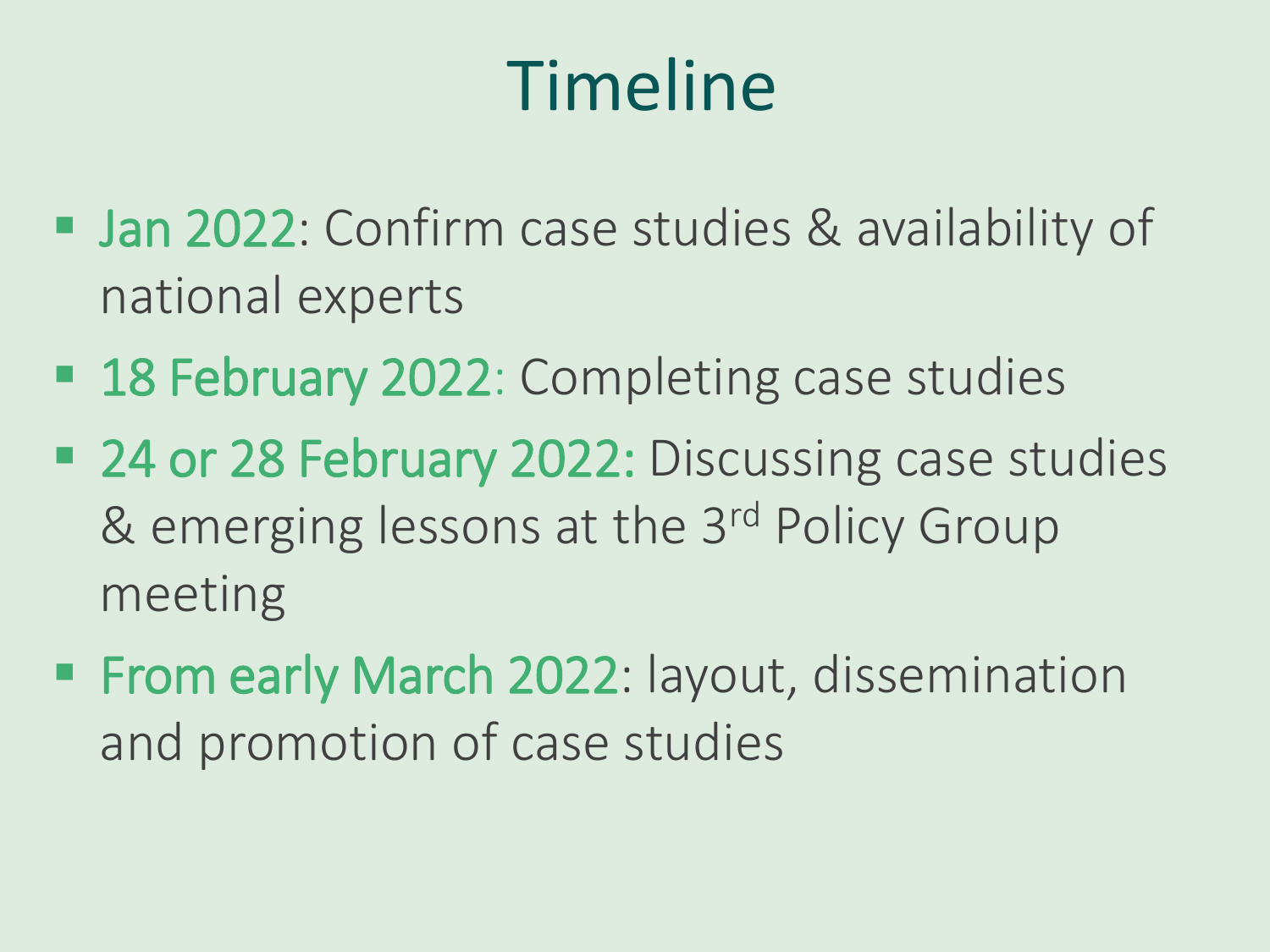# Timeline

- Jan 2022: Confirm case studies & availability of national experts
- 18 February 2022: Completing case studies
- 24 or 28 February 2022: Discussing case studies & emerging lessons at the 3rd Policy Group meeting
- From early March 2022: layout, dissemination and promotion of case studies